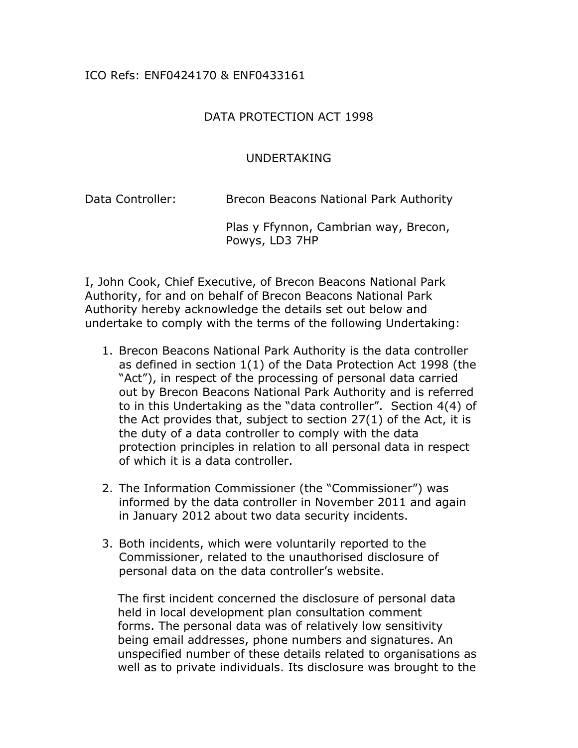ICO Refs: ENF0424170 & ENF0433161

# DATA PROTECTION ACT 1998

## UNDERTAKING

Data Controller: Brecon Beacons National Park Authority

Plas y Ffynnon, Cambrian way, Brecon, Powys, LD3 7HP

I, John Cook, Chief Executive, of Brecon Beacons National Park Authority, for and on behalf of Brecon Beacons National Park Authority hereby acknowledge the details set out below and undertake to comply with the terms of the following Undertaking:

1. Brecon Beacons National Park Authority is the data controller as defined in section 1(1) of the Data Protection Act 1998 (the "Act"), in respect of the processing of personal data carried out by Brecon Beacons National Park Authority and is referred to in this Undertaking as the "data controller". Section 4(4) of the Act provides that, subject to section 27(1) of the Act, it is the duty of a data controller to comply with the data protection principles in relation to all personal data in respect of which it is a data controller.

2. The Information Commissioner (the "Commissioner") was informed by the data controller in November 2011 and again in January 2012 about two data security incidents.

3. Both incidents, which were voluntarily reported to the Commissioner, related to the unauthorised disclosure of personal data on the data controller's website.

   The first incident concerned the disclosure of personal data held in local development plan consultation comment forms. The personal data was of relatively low sensitivity being email addresses, phone numbers and signatures. An unspecified number of these details related to organisations as well as to private individuals. Its disclosure was brought to the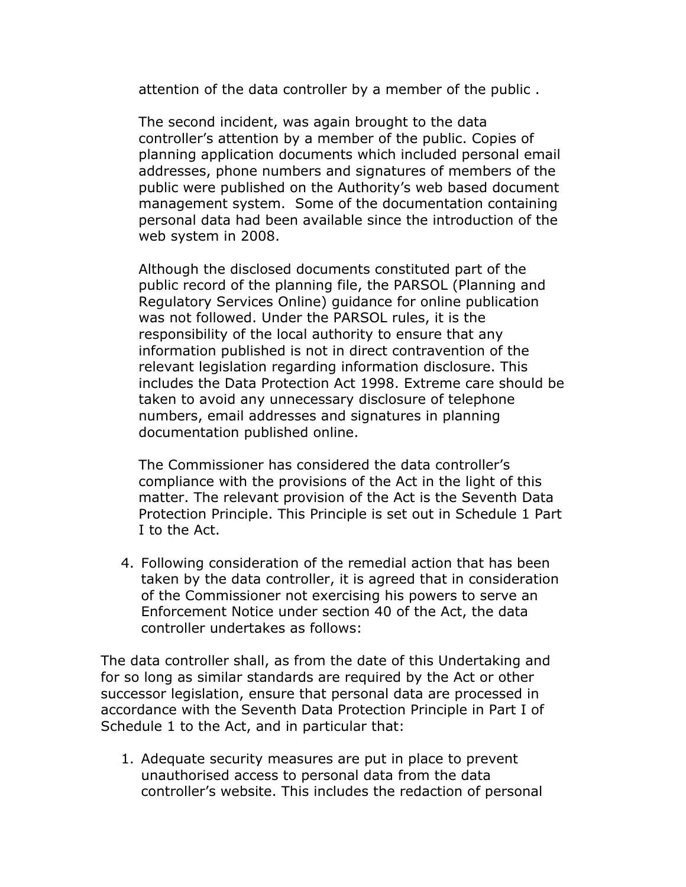attention of the data controller by a member of the public .

The second incident, was again brought to the data controller's attention by a member of the public. Copies of planning application documents which included personal email addresses, phone numbers and signatures of members of the public were published on the Authority's web based document management system. Some of the documentation containing personal data had been available since the introduction of the web system in 2008.

Although the disclosed documents constituted part of the public record of the planning file, the PARSOL (Planning and Regulatory Services Online) guidance for online publication was not followed. Under the PARSOL rules, it is the responsibility of the local authority to ensure that any information published is not in direct contravention of the relevant legislation regarding information disclosure. This includes the Data Protection Act 1998. Extreme care should be taken to avoid any unnecessary disclosure of telephone numbers, email addresses and signatures in planning documentation published online.

The Commissioner has considered the data controller's compliance with the provisions of the Act in the light of this matter. The relevant provision of the Act is the Seventh Data Protection Principle. This Principle is set out in Schedule 1 Part I to the Act.

4. Following consideration of the remedial action that has been taken by the data controller, it is agreed that in consideration of the Commissioner not exercising his powers to serve an Enforcement Notice under section 40 of the Act, the data controller undertakes as follows:

The data controller shall, as from the date of this Undertaking and for so long as similar standards are required by the Act or other successor legislation, ensure that personal data are processed in accordance with the Seventh Data Protection Principle in Part I of Schedule 1 to the Act, and in particular that:

1. Adequate security measures are put in place to prevent unauthorised access to personal data from the data controller's website. This includes the redaction of personal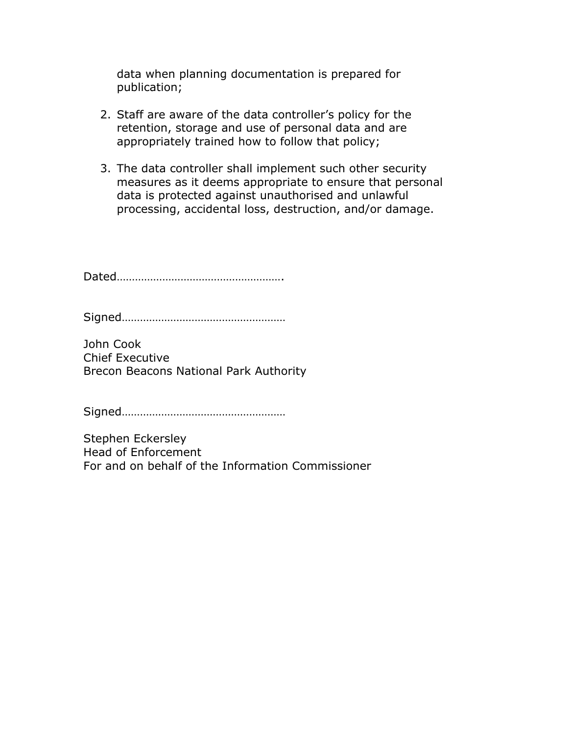data when planning documentation is prepared for publication;

2. Staff are aware of the data controller's policy for the retention, storage and use of personal data and are appropriately trained how to follow that policy;

3. The data controller shall implement such other security measures as it deems appropriate to ensure that personal data is protected against unauthorised and unlawful processing, accidental loss, destruction, and/or damage.

Dated……………………………………………….

Signed………………………………………………

John Cook
Chief Executive
Brecon Beacons National Park Authority

Signed………………………………………………

Stephen Eckersley
Head of Enforcement
For and on behalf of the Information Commissioner